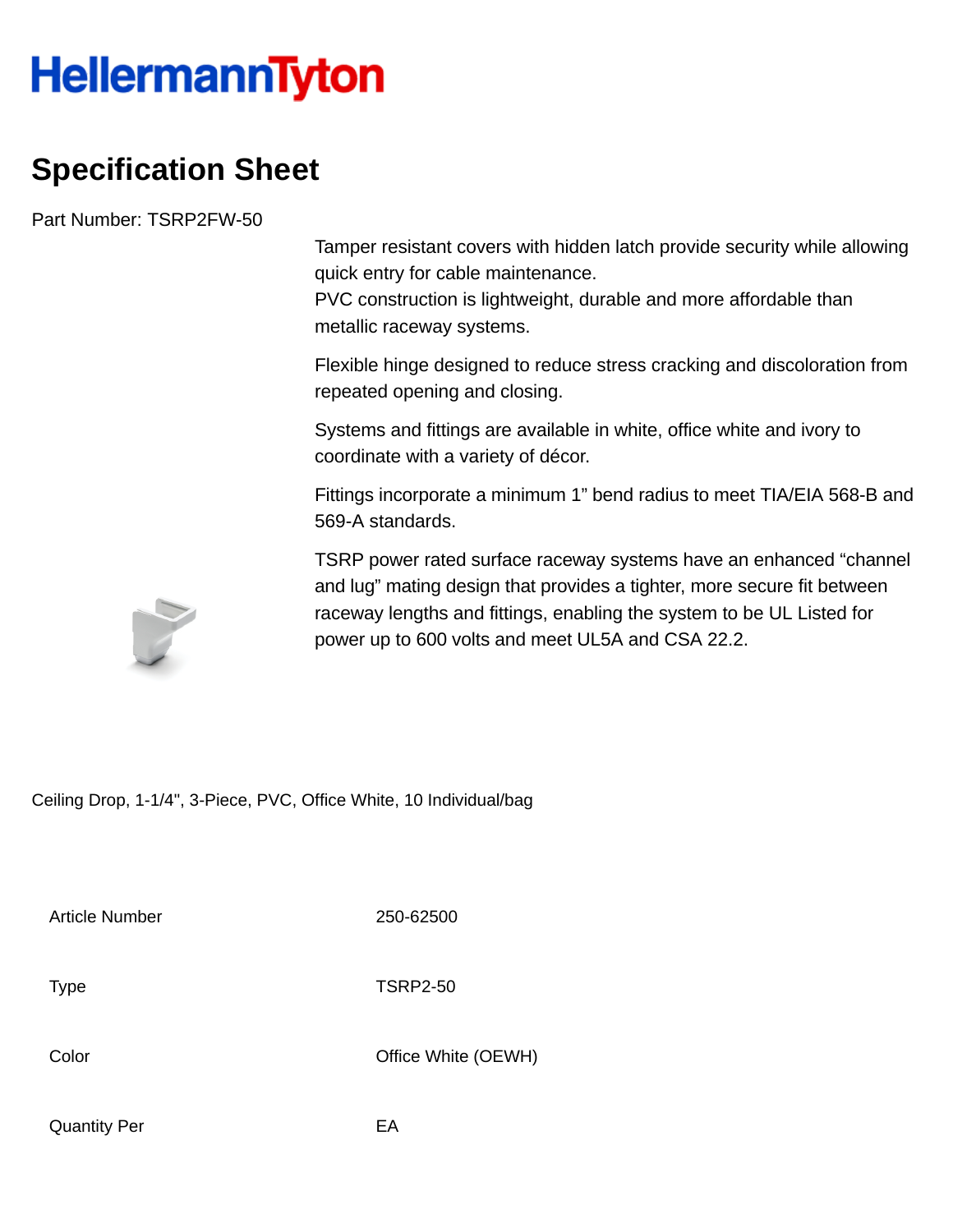HellermannTyton

# Specification Sheet

Part Number: TSRP2FW-50

Tamper resistant covers with hidden latch provide security while allowing quick entry for cable maintenance.
PVC construction is lightweight, durable and more affordable than metallic raceway systems.

Flexible hinge designed to reduce stress cracking and discoloration from repeated opening and closing.

Systems and fittings are available in white, office white and ivory to coordinate with a variety of décor.

Fittings incorporate a minimum 1" bend radius to meet TIA/EIA 568-B and 569-A standards.

TSRP power rated surface raceway systems have an enhanced "channel and lug" mating design that provides a tighter, more secure fit between raceway lengths and fittings, enabling the system to be UL Listed for power up to 600 volts and meet UL5A and CSA 22.2.

Ceiling Drop, 1-1/4", 3-Piece, PVC, Office White, 10 Individual/bag

| | |
|---|---|
| Article Number | 250-62500 |
| Type | TSRP2-50 |
| Color | Office White (OEWH) |
| Quantity Per | EA |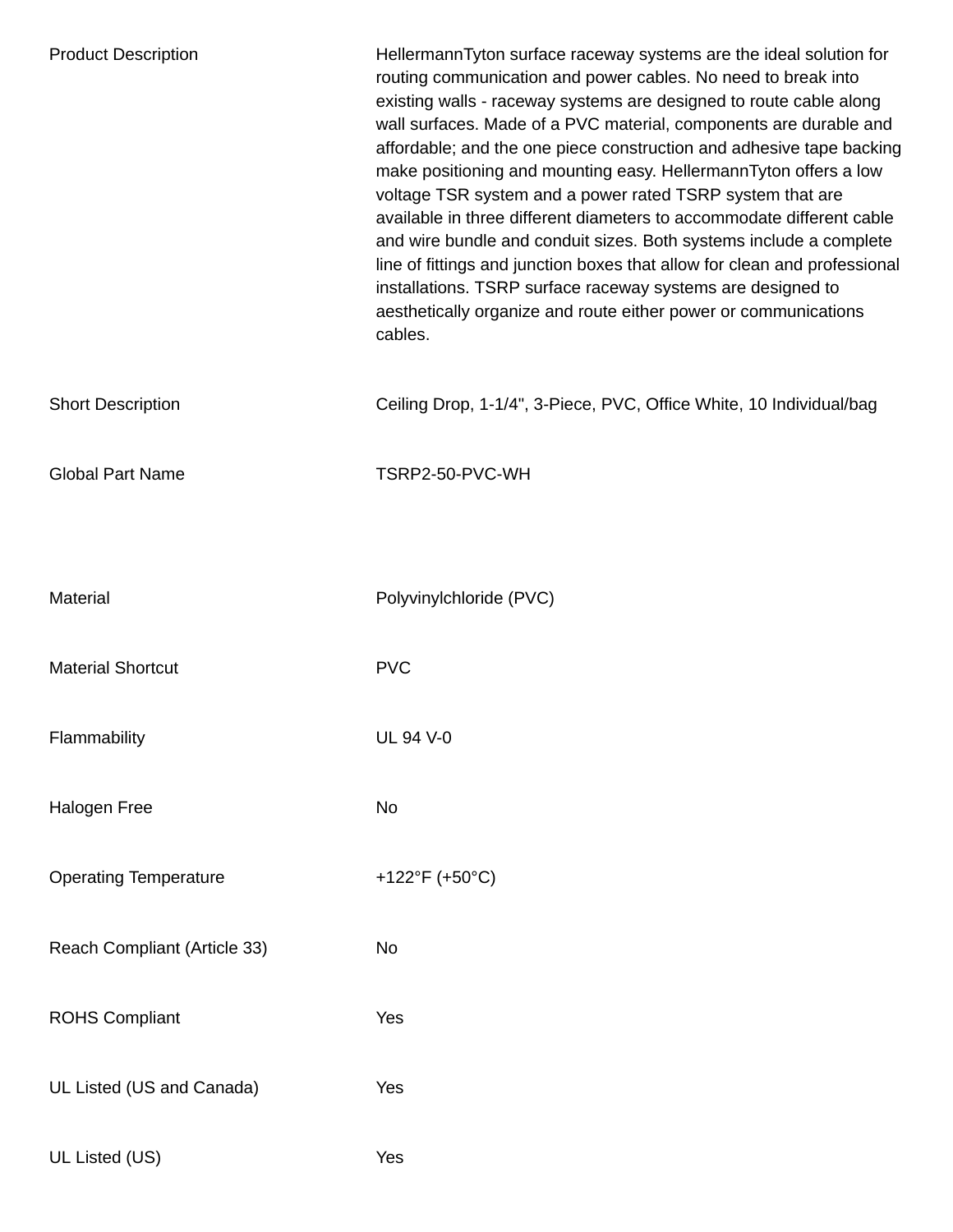| | |
|---|---|
| Product Description | HellermannTyton surface raceway systems are the ideal solution for routing communication and power cables. No need to break into existing walls - raceway systems are designed to route cable along wall surfaces. Made of a PVC material, components are durable and affordable; and the one piece construction and adhesive tape backing make positioning and mounting easy. HellermannTyton offers a low voltage TSR system and a power rated TSRP system that are available in three different diameters to accommodate different cable and wire bundle and conduit sizes. Both systems include a complete line of fittings and junction boxes that allow for clean and professional installations. TSRP surface raceway systems are designed to aesthetically organize and route either power or communications cables. |
| Short Description | Ceiling Drop, 1-1/4", 3-Piece, PVC, Office White, 10 Individual/bag |
| Global Part Name | TSRP2-50-PVC-WH |
| Material | Polyvinylchloride (PVC) |
| Material Shortcut | PVC |
| Flammability | UL 94 V-0 |
| Halogen Free | No |
| Operating Temperature | +122°F (+50°C) |
| Reach Compliant (Article 33) | No |
| ROHS Compliant | Yes |
| UL Listed (US and Canada) | Yes |
| UL Listed (US) | Yes |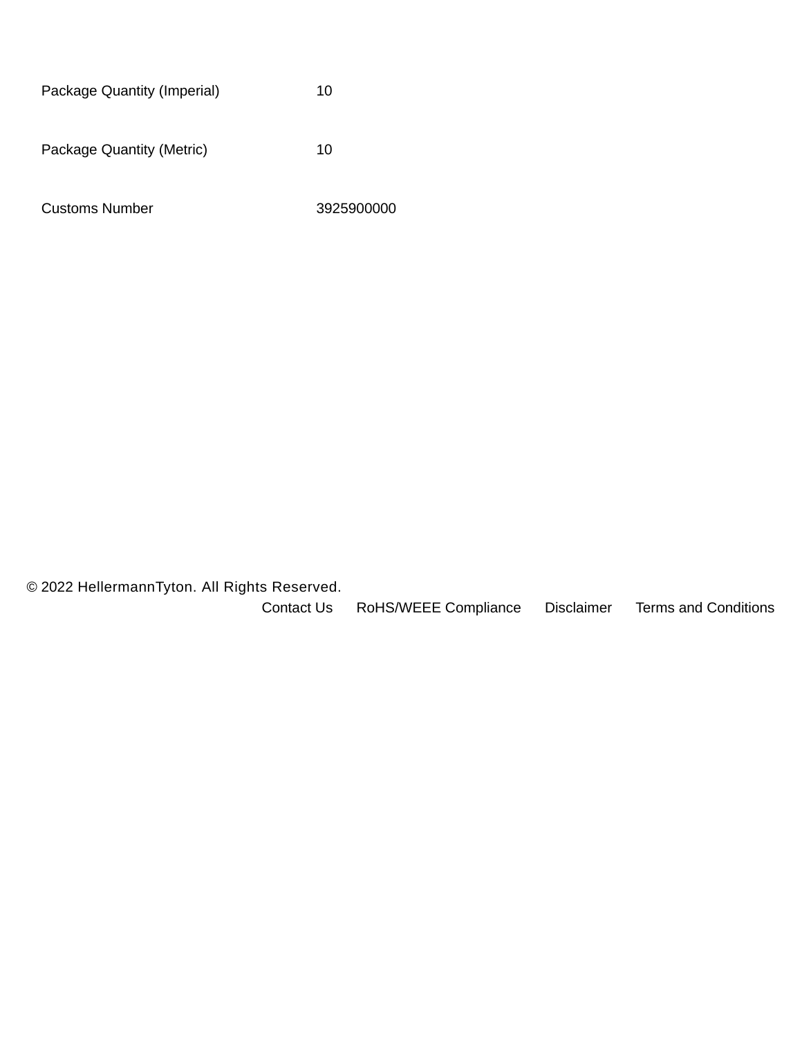| | |
|---|---|
| Package Quantity (Imperial) | 10 |
| Package Quantity (Metric) | 10 |
| Customs Number | 3925900000 |

© 2022 HellermannTyton. All Rights Reserved.

Contact Us RoHS/WEEE Compliance Disclaimer Terms and Conditions